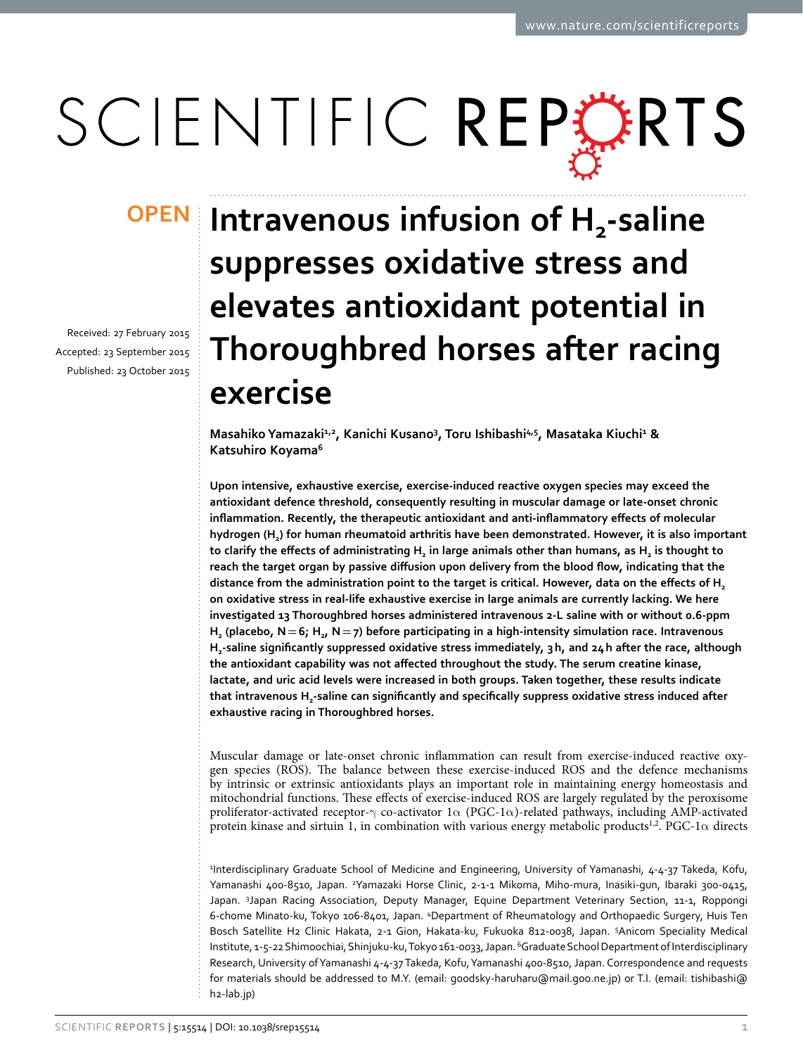**OPEN**

# Intravenous infusion of $H_2$-saline suppresses oxidative stress and elevates antioxidant potential in Thoroughbred horses after racing exercise

Received: 27 February 2015
Accepted: 23 September 2015
Published: 23 October 2015

**Masahiko Yamazaki[1,2], Kanichi Kusano[3], Toru Ishibashi[4,5], Masataka Kiuchi[1] & Katsuhiro Koyama[6]**

**Upon intensive, exhaustive exercise, exercise-induced reactive oxygen species may exceed the antioxidant defence threshold, consequently resulting in muscular damage or late-onset chronic inflammation. Recently, the therapeutic antioxidant and anti-inflammatory effects of molecular hydrogen ($H_2$) for human rheumatoid arthritis have been demonstrated. However, it is also important to clarify the effects of administrating $H_2$ in large animals other than humans, as $H_2$ is thought to reach the target organ by passive diffusion upon delivery from the blood flow, indicating that the distance from the administration point to the target is critical. However, data on the effects of $H_2$ on oxidative stress in real-life exhaustive exercise in large animals are currently lacking. We here investigated 13 Thoroughbred horses administered intravenous 2-L saline with or without 0.6-ppm $H_2$ (placebo, $N = 6$; $H_2$, $N = 7$) before participating in a high-intensity simulation race. Intravenous $H_2$-saline significantly suppressed oxidative stress immediately, 3 h, and 24 h after the race, although the antioxidant capability was not affected throughout the study. The serum creatine kinase, lactate, and uric acid levels were increased in both groups. Taken together, these results indicate that intravenous $H_2$-saline can significantly and specifically suppress oxidative stress induced after exhaustive racing in Thoroughbred horses.**

Muscular damage or late-onset chronic inflammation can result from exercise-induced reactive oxygen species (ROS). The balance between these exercise-induced ROS and the defence mechanisms by intrinsic or extrinsic antioxidants plays an important role in maintaining energy homeostasis and mitochondrial functions. These effects of exercise-induced ROS are largely regulated by the peroxisome proliferator-activated receptor-$\gamma$ co-activator 1$\alpha$ (PGC-1$\alpha$)-related pathways, including AMP-activated protein kinase and sirtuin 1, in combination with various energy metabolic products[1,2]. PGC-1$\alpha$ directs

[1]Interdisciplinary Graduate School of Medicine and Engineering, University of Yamanashi, 4-4-37 Takeda, Kofu, Yamanashi 400-8510, Japan. [2]Yamazaki Horse Clinic, 2-1-1 Mikoma, Miho-mura, Inasiki-gun, Ibaraki 300-0415, Japan. [3]Japan Racing Association, Deputy Manager, Equine Department Veterinary Section, 11-1, Roppongi 6-chome Minato-ku, Tokyo 106-8401, Japan. [4]Department of Rheumatology and Orthopaedic Surgery, Huis Ten Bosch Satellite H2 Clinic Hakata, 2-1 Gion, Hakata-ku, Fukuoka 812-0038, Japan. [5]Anicom Speciality Medical Institute, 1-5-22 Shimoochiai, Shinjuku-ku, Tokyo 161-0033, Japan. [6]Graduate School Department of Interdisciplinary Research, University of Yamanashi 4-4-37 Takeda, Kofu, Yamanashi 400-8510, Japan. Correspondence and requests for materials should be addressed to M.Y. (email: goodsky-haruharu@mail.goo.ne.jp) or T.I. (email: tishibashi@h2-lab.jp)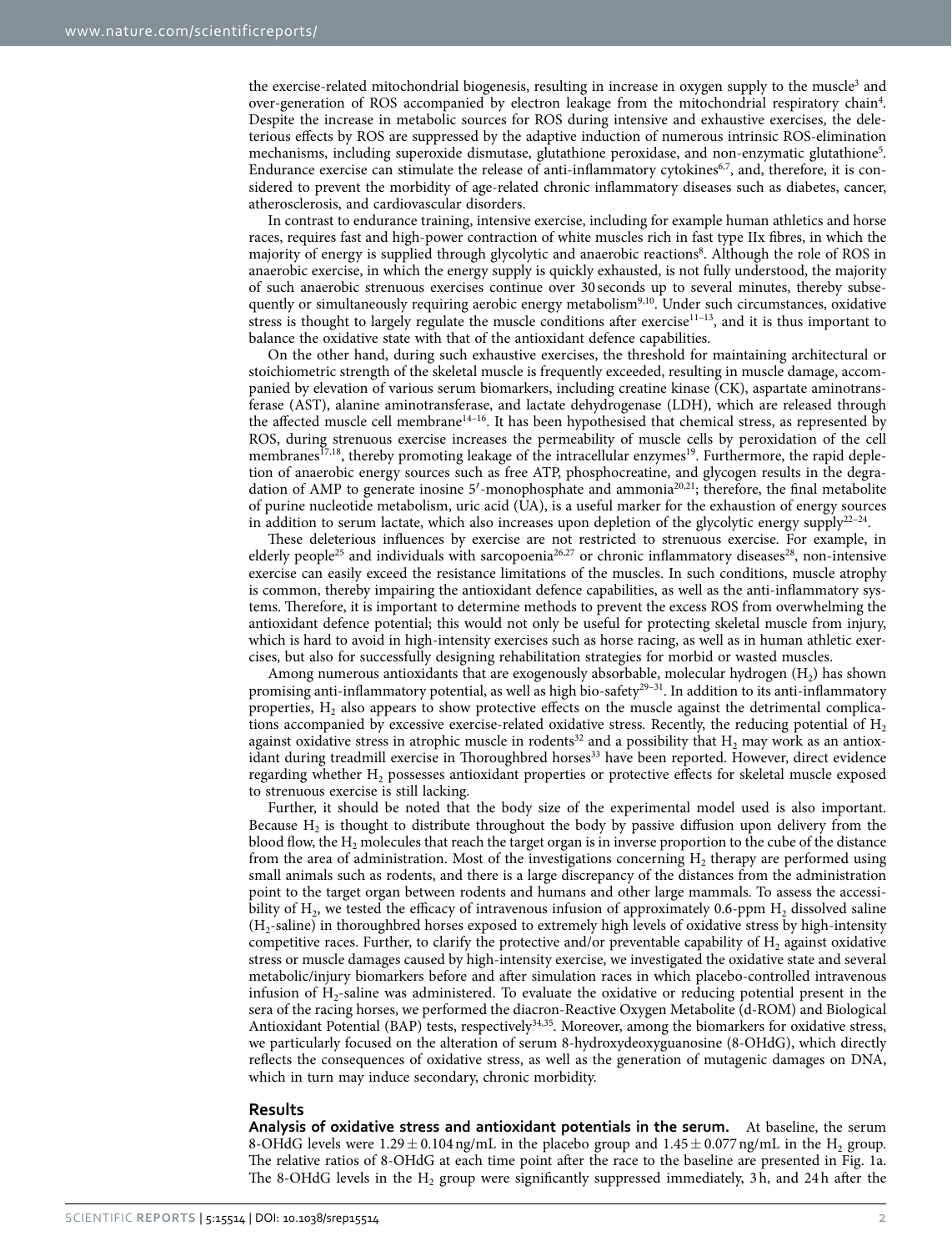the exercise-related mitochondrial biogenesis, resulting in increase in oxygen supply to the muscle[3] and over-generation of ROS accompanied by electron leakage from the mitochondrial respiratory chain[4]. Despite the increase in metabolic sources for ROS during intensive and exhaustive exercises, the deleterious effects by ROS are suppressed by the adaptive induction of numerous intrinsic ROS-elimination mechanisms, including superoxide dismutase, glutathione peroxidase, and non-enzymatic glutathione[5]. Endurance exercise can stimulate the release of anti-inflammatory cytokines[6,7], and, therefore, it is considered to prevent the morbidity of age-related chronic inflammatory diseases such as diabetes, cancer, atherosclerosis, and cardiovascular disorders.

In contrast to endurance training, intensive exercise, including for example human athletics and horse races, requires fast and high-power contraction of white muscles rich in fast type IIx fibres, in which the majority of energy is supplied through glycolytic and anaerobic reactions[8]. Although the role of ROS in anaerobic exercise, in which the energy supply is quickly exhausted, is not fully understood, the majority of such anaerobic strenuous exercises continue over 30 seconds up to several minutes, thereby subsequently or simultaneously requiring aerobic energy metabolism[9,10]. Under such circumstances, oxidative stress is thought to largely regulate the muscle conditions after exercise[11–13], and it is thus important to balance the oxidative state with that of the antioxidant defence capabilities.

On the other hand, during such exhaustive exercises, the threshold for maintaining architectural or stoichiometric strength of the skeletal muscle is frequently exceeded, resulting in muscle damage, accompanied by elevation of various serum biomarkers, including creatine kinase (CK), aspartate aminotransferase (AST), alanine aminotransferase, and lactate dehydrogenase (LDH), which are released through the affected muscle cell membrane[14–16]. It has been hypothesised that chemical stress, as represented by ROS, during strenuous exercise increases the permeability of muscle cells by peroxidation of the cell membranes[17,18], thereby promoting leakage of the intracellular enzymes[19]. Furthermore, the rapid depletion of anaerobic energy sources such as free ATP, phosphocreatine, and glycogen results in the degradation of AMP to generate inosine 5′-monophosphate and ammonia[20,21]; therefore, the final metabolite of purine nucleotide metabolism, uric acid (UA), is a useful marker for the exhaustion of energy sources in addition to serum lactate, which also increases upon depletion of the glycolytic energy supply[22–24].

These deleterious influences by exercise are not restricted to strenuous exercise. For example, in elderly people[25] and individuals with sarcopoenia[26,27] or chronic inflammatory diseases[28], non-intensive exercise can easily exceed the resistance limitations of the muscles. In such conditions, muscle atrophy is common, thereby impairing the antioxidant defence capabilities, as well as the anti-inflammatory systems. Therefore, it is important to determine methods to prevent the excess ROS from overwhelming the antioxidant defence potential; this would not only be useful for protecting skeletal muscle from injury, which is hard to avoid in high-intensity exercises such as horse racing, as well as in human athletic exercises, but also for successfully designing rehabilitation strategies for morbid or wasted muscles.

Among numerous antioxidants that are exogenously absorbable, molecular hydrogen ($H_2$) has shown promising anti-inflammatory potential, as well as high bio-safety[29–31]. In addition to its anti-inflammatory properties, $H_2$ also appears to show protective effects on the muscle against the detrimental complications accompanied by excessive exercise-related oxidative stress. Recently, the reducing potential of $H_2$ against oxidative stress in atrophic muscle in rodents[32] and a possibility that $H_2$ may work as an antioxidant during treadmill exercise in Thoroughbred horses[33] have been reported. However, direct evidence regarding whether $H_2$ possesses antioxidant properties or protective effects for skeletal muscle exposed to strenuous exercise is still lacking.

Further, it should be noted that the body size of the experimental model used is also important. Because $H_2$ is thought to distribute throughout the body by passive diffusion upon delivery from the blood flow, the $H_2$ molecules that reach the target organ is in inverse proportion to the cube of the distance from the area of administration. Most of the investigations concerning $H_2$ therapy are performed using small animals such as rodents, and there is a large discrepancy of the distances from the administration point to the target organ between rodents and humans and other large mammals. To assess the accessibility of $H_2$, we tested the efficacy of intravenous infusion of approximately 0.6-ppm $H_2$ dissolved saline ($H_2$-saline) in thoroughbred horses exposed to extremely high levels of oxidative stress by high-intensity competitive races. Further, to clarify the protective and/or preventable capability of $H_2$ against oxidative stress or muscle damages caused by high-intensity exercise, we investigated the oxidative state and several metabolic/injury biomarkers before and after simulation races in which placebo-controlled intravenous infusion of $H_2$-saline was administered. To evaluate the oxidative or reducing potential present in the sera of the racing horses, we performed the diacron-Reactive Oxygen Metabolite (d-ROM) and Biological Antioxidant Potential (BAP) tests, respectively[34,35]. Moreover, among the biomarkers for oxidative stress, we particularly focused on the alteration of serum 8-hydroxydeoxyguanosine (8-OHdG), which directly reflects the consequences of oxidative stress, as well as the generation of mutagenic damages on DNA, which in turn may induce secondary, chronic morbidity.

## Results

**Analysis of oxidative stress and antioxidant potentials in the serum.** At baseline, the serum 8-OHdG levels were $1.29 \pm 0.104$ ng/mL in the placebo group and $1.45 \pm 0.077$ ng/mL in the $H_2$ group. The relative ratios of 8-OHdG at each time point after the race to the baseline are presented in Fig. 1a. The 8-OHdG levels in the $H_2$ group were significantly suppressed immediately, 3 h, and 24 h after the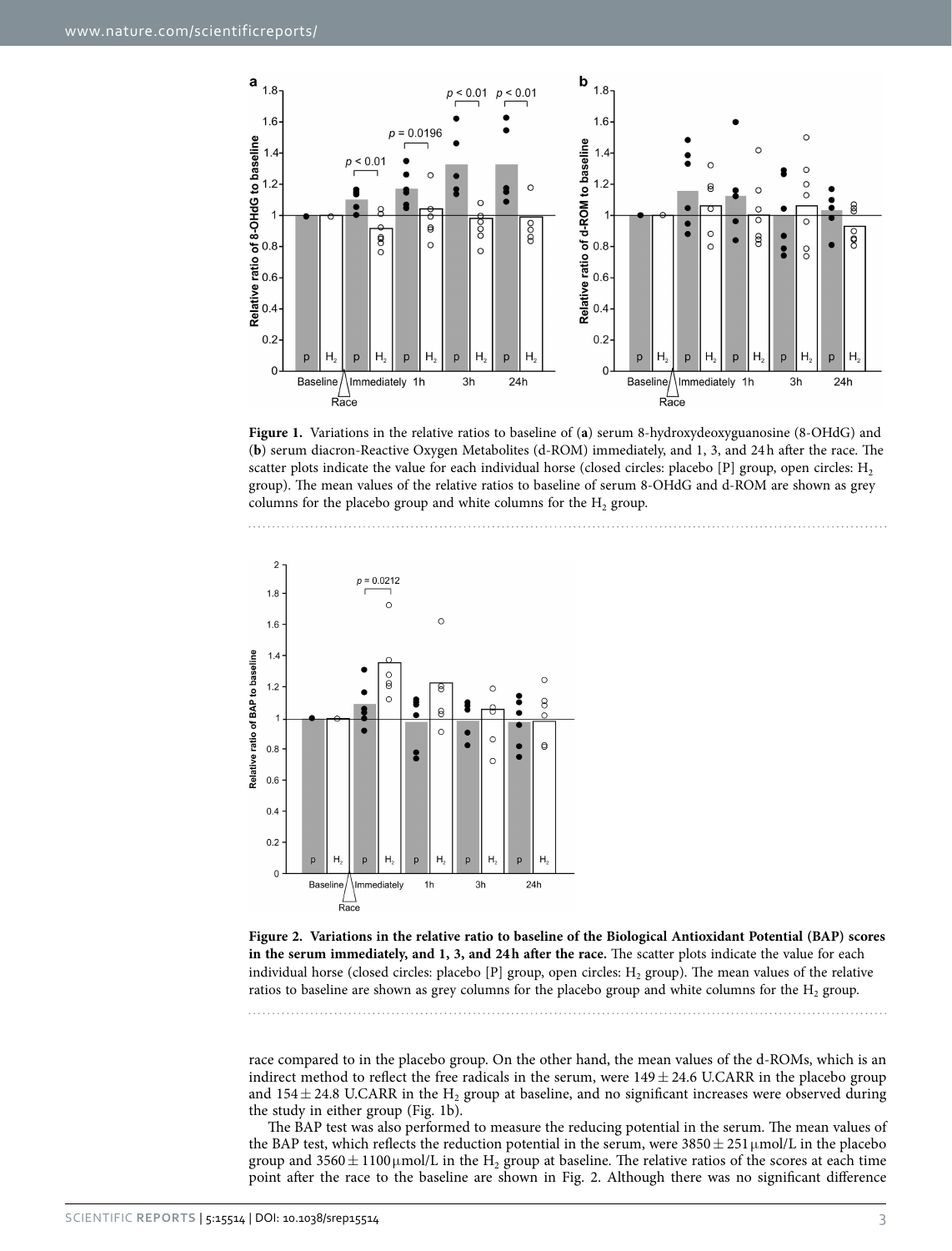**Figure 1.** Variations in the relative ratios to baseline of (**a**) serum 8-hydroxydeoxyguanosine (8-OHdG) and (**b**) serum diacron-Reactive Oxygen Metabolites (d-ROM) immediately, and 1, 3, and 24 h after the race. The scatter plots indicate the value for each individual horse (closed circles: placebo [P] group, open circles: $H_2$ group). The mean values of the relative ratios to baseline of serum 8-OHdG and d-ROM are shown as grey columns for the placebo group and white columns for the $H_2$ group.

**Figure 2. Variations in the relative ratio to baseline of the Biological Antioxidant Potential (BAP) scores in the serum immediately, and 1, 3, and 24 h after the race.** The scatter plots indicate the value for each individual horse (closed circles: placebo [P] group, open circles: $H_2$ group). The mean values of the relative ratios to baseline are shown as grey columns for the placebo group and white columns for the $H_2$ group.

race compared to in the placebo group. On the other hand, the mean values of the d-ROMs, which is an indirect method to reflect the free radicals in the serum, were $149 \pm 24.6$ U.CARR in the placebo group and $154 \pm 24.8$ U.CARR in the $H_2$ group at baseline, and no significant increases were observed during the study in either group (Fig. 1b).

The BAP test was also performed to measure the reducing potential in the serum. The mean values of the BAP test, which reflects the reduction potential in the serum, were $3850 \pm 251$ μmol/L in the placebo group and $3560 \pm 1100$ μmol/L in the $H_2$ group at baseline. The relative ratios of the scores at each time point after the race to the baseline are shown in Fig. 2. Although there was no significant difference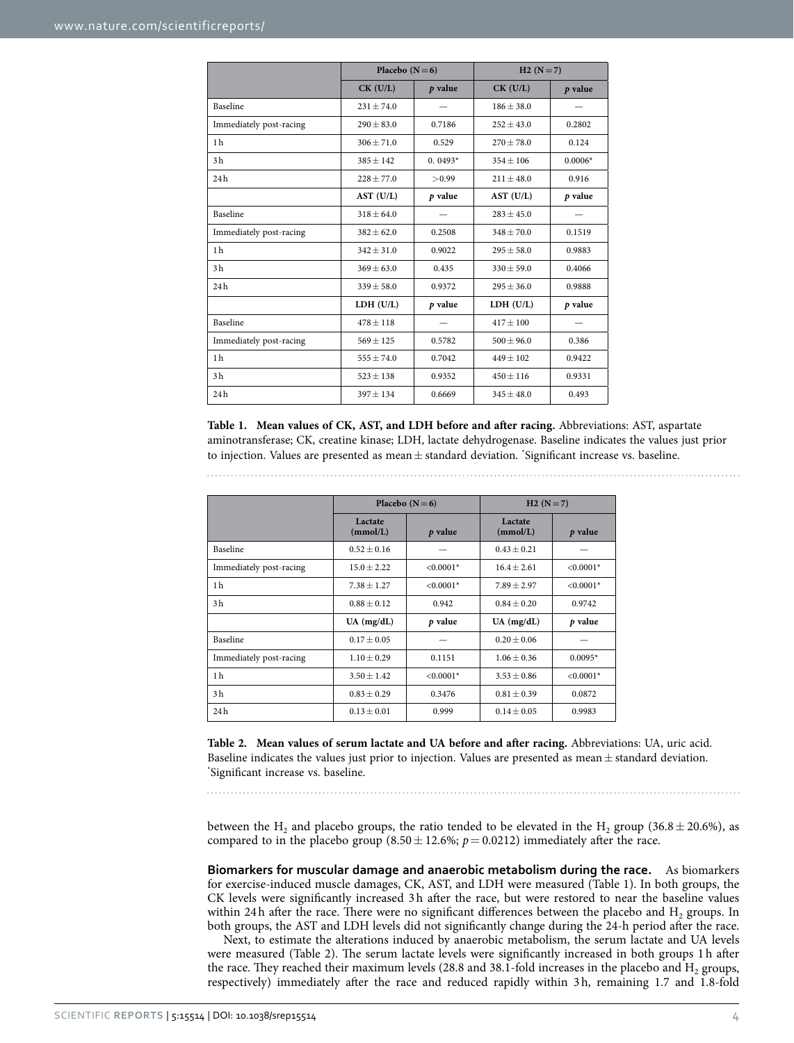| | Placebo (N = 6) | | H2 (N = 7) | |
|---|---|---|---|---|
| | CK (U/L) | *p* value | CK (U/L) | *p* value |
| Baseline | 231 ± 74.0 | — | 186 ± 38.0 | — |
| Immediately post-racing | 290 ± 83.0 | 0.7186 | 252 ± 43.0 | 0.2802 |
| 1 h | 306 ± 71.0 | 0.529 | 270 ± 78.0 | 0.124 |
| 3 h | 385 ± 142 | 0. 0493* | 354 ± 106 | 0.0006* |
| 24 h | 228 ± 77.0 | >0.99 | 211 ± 48.0 | 0.916 |
| | AST (U/L) | *p* value | AST (U/L) | *p* value |
| Baseline | 318 ± 64.0 | — | 283 ± 45.0 | — |
| Immediately post-racing | 382 ± 62.0 | 0.2508 | 348 ± 70.0 | 0.1519 |
| 1 h | 342 ± 31.0 | 0.9022 | 295 ± 58.0 | 0.9883 |
| 3 h | 369 ± 63.0 | 0.435 | 330 ± 59.0 | 0.4066 |
| 24 h | 339 ± 58.0 | 0.9372 | 295 ± 36.0 | 0.9888 |
| | LDH (U/L) | *p* value | LDH (U/L) | *p* value |
| Baseline | 478 ± 118 | — | 417 ± 100 | — |
| Immediately post-racing | 569 ± 125 | 0.5782 | 500 ± 96.0 | 0.386 |
| 1 h | 555 ± 74.0 | 0.7042 | 449 ± 102 | 0.9422 |
| 3 h | 523 ± 138 | 0.9352 | 450 ± 116 | 0.9331 |
| 24 h | 397 ± 134 | 0.6669 | 345 ± 48.0 | 0.493 |

**Table 1. Mean values of CK, AST, and LDH before and after racing.** Abbreviations: AST, aspartate aminotransferase; CK, creatine kinase; LDH, lactate dehydrogenase. Baseline indicates the values just prior to injection. Values are presented as mean ± standard deviation. *Significant increase vs. baseline.

| | Placebo (N = 6) | | H2 (N = 7) | |
|---|---|---|---|---|
| | Lactate (mmol/L) | *p* value | Lactate (mmol/L) | *p* value |
| Baseline | 0.52 ± 0.16 | — | 0.43 ± 0.21 | — |
| Immediately post-racing | 15.0 ± 2.22 | <0.0001* | 16.4 ± 2.61 | <0.0001* |
| 1 h | 7.38 ± 1.27 | <0.0001* | 7.89 ± 2.97 | <0.0001* |
| 3 h | 0.88 ± 0.12 | 0.942 | 0.84 ± 0.20 | 0.9742 |
| | UA (mg/dL) | *p* value | UA (mg/dL) | *p* value |
| Baseline | 0.17 ± 0.05 | — | 0.20 ± 0.06 | — |
| Immediately post-racing | 1.10 ± 0.29 | 0.1151 | 1.06 ± 0.36 | 0.0095* |
| 1 h | 3.50 ± 1.42 | <0.0001* | 3.53 ± 0.86 | <0.0001* |
| 3 h | 0.83 ± 0.29 | 0.3476 | 0.81 ± 0.39 | 0.0872 |
| 24 h | 0.13 ± 0.01 | 0.999 | 0.14 ± 0.05 | 0.9983 |

**Table 2. Mean values of serum lactate and UA before and after racing.** Abbreviations: UA, uric acid. Baseline indicates the values just prior to injection. Values are presented as mean ± standard deviation. *Significant increase vs. baseline.

between the $H_2$ and placebo groups, the ratio tended to be elevated in the $H_2$ group (36.8 ± 20.6%), as compared to in the placebo group (8.50 ± 12.6%; $p = 0.0212$) immediately after the race.

**Biomarkers for muscular damage and anaerobic metabolism during the race.** As biomarkers for exercise-induced muscle damages, CK, AST, and LDH were measured (Table 1). In both groups, the CK levels were significantly increased 3 h after the race, but were restored to near the baseline values within 24 h after the race. There were no significant differences between the placebo and $H_2$ groups. In both groups, the AST and LDH levels did not significantly change during the 24-h period after the race.

Next, to estimate the alterations induced by anaerobic metabolism, the serum lactate and UA levels were measured (Table 2). The serum lactate levels were significantly increased in both groups 1 h after the race. They reached their maximum levels (28.8 and 38.1-fold increases in the placebo and $H_2$ groups, respectively) immediately after the race and reduced rapidly within 3 h, remaining 1.7 and 1.8-fold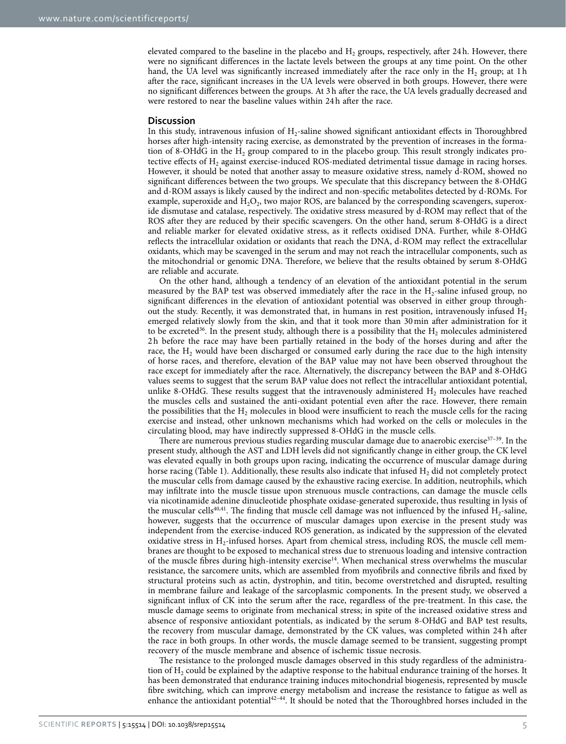elevated compared to the baseline in the placebo and $H_2$ groups, respectively, after 24 h. However, there were no significant differences in the lactate levels between the groups at any time point. On the other hand, the UA level was significantly increased immediately after the race only in the $H_2$ group; at 1 h after the race, significant increases in the UA levels were observed in both groups. However, there were no significant differences between the groups. At 3 h after the race, the UA levels gradually decreased and were restored to near the baseline values within 24 h after the race.

## Discussion

In this study, intravenous infusion of $H_2$-saline showed significant antioxidant effects in Thoroughbred horses after high-intensity racing exercise, as demonstrated by the prevention of increases in the formation of 8-OHdG in the $H_2$ group compared to in the placebo group. This result strongly indicates protective effects of $H_2$ against exercise-induced ROS-mediated detrimental tissue damage in racing horses. However, it should be noted that another assay to measure oxidative stress, namely d-ROM, showed no significant differences between the two groups. We speculate that this discrepancy between the 8-OHdG and d-ROM assays is likely caused by the indirect and non-specific metabolites detected by d-ROMs. For example, superoxide and $H_2O_2$, two major ROS, are balanced by the corresponding scavengers, superoxide dismutase and catalase, respectively. The oxidative stress measured by d-ROM may reflect that of the ROS after they are reduced by their specific scavengers. On the other hand, serum 8-OHdG is a direct and reliable marker for elevated oxidative stress, as it reflects oxidised DNA. Further, while 8-OHdG reflects the intracellular oxidation or oxidants that reach the DNA, d-ROM may reflect the extracellular oxidants, which may be scavenged in the serum and may not reach the intracellular components, such as the mitochondrial or genomic DNA. Therefore, we believe that the results obtained by serum 8-OHdG are reliable and accurate.

On the other hand, although a tendency of an elevation of the antioxidant potential in the serum measured by the BAP test was observed immediately after the race in the $H_2$-saline infused group, no significant differences in the elevation of antioxidant potential was observed in either group throughout the study. Recently, it was demonstrated that, in humans in rest position, intravenously infused $H_2$ emerged relatively slowly from the skin, and that it took more than 30 min after administration for it to be excreted[36]. In the present study, although there is a possibility that the $H_2$ molecules administered 2 h before the race may have been partially retained in the body of the horses during and after the race, the $H_2$ would have been discharged or consumed early during the race due to the high intensity of horse races, and therefore, elevation of the BAP value may not have been observed throughout the race except for immediately after the race. Alternatively, the discrepancy between the BAP and 8-OHdG values seems to suggest that the serum BAP value does not reflect the intracellular antioxidant potential, unlike 8-OHdG. These results suggest that the intravenously administered $H_2$ molecules have reached the muscles cells and sustained the anti-oxidant potential even after the race. However, there remain the possibilities that the $H_2$ molecules in blood were insufficient to reach the muscle cells for the racing exercise and instead, other unknown mechanisms which had worked on the cells or molecules in the circulating blood, may have indirectly suppressed 8-OHdG in the muscle cells.

There are numerous previous studies regarding muscular damage due to anaerobic exercise[37–39]. In the present study, although the AST and LDH levels did not significantly change in either group, the CK level was elevated equally in both groups upon racing, indicating the occurrence of muscular damage during horse racing (Table 1). Additionally, these results also indicate that infused $H_2$ did not completely protect the muscular cells from damage caused by the exhaustive racing exercise. In addition, neutrophils, which may infiltrate into the muscle tissue upon strenuous muscle contractions, can damage the muscle cells via nicotinamide adenine dinucleotide phosphate oxidase-generated superoxide, thus resulting in lysis of the muscular cells[40,41]. The finding that muscle cell damage was not influenced by the infused $H_2$-saline, however, suggests that the occurrence of muscular damages upon exercise in the present study was independent from the exercise-induced ROS generation, as indicated by the suppression of the elevated oxidative stress in $H_2$-infused horses. Apart from chemical stress, including ROS, the muscle cell membranes are thought to be exposed to mechanical stress due to strenuous loading and intensive contraction of the muscle fibres during high-intensity exercise[14]. When mechanical stress overwhelms the muscular resistance, the sarcomere units, which are assembled from myofibrils and connective fibrils and fixed by structural proteins such as actin, dystrophin, and titin, become overstretched and disrupted, resulting in membrane failure and leakage of the sarcoplasmic components. In the present study, we observed a significant influx of CK into the serum after the race, regardless of the pre-treatment. In this case, the muscle damage seems to originate from mechanical stress; in spite of the increased oxidative stress and absence of responsive antioxidant potentials, as indicated by the serum 8-OHdG and BAP test results, the recovery from muscular damage, demonstrated by the CK values, was completed within 24 h after the race in both groups. In other words, the muscle damage seemed to be transient, suggesting prompt recovery of the muscle membrane and absence of ischemic tissue necrosis.

The resistance to the prolonged muscle damages observed in this study regardless of the administration of $H_2$ could be explained by the adaptive response to the habitual endurance training of the horses. It has been demonstrated that endurance training induces mitochondrial biogenesis, represented by muscle fibre switching, which can improve energy metabolism and increase the resistance to fatigue as well as enhance the antioxidant potential[42–44]. It should be noted that the Thoroughbred horses included in the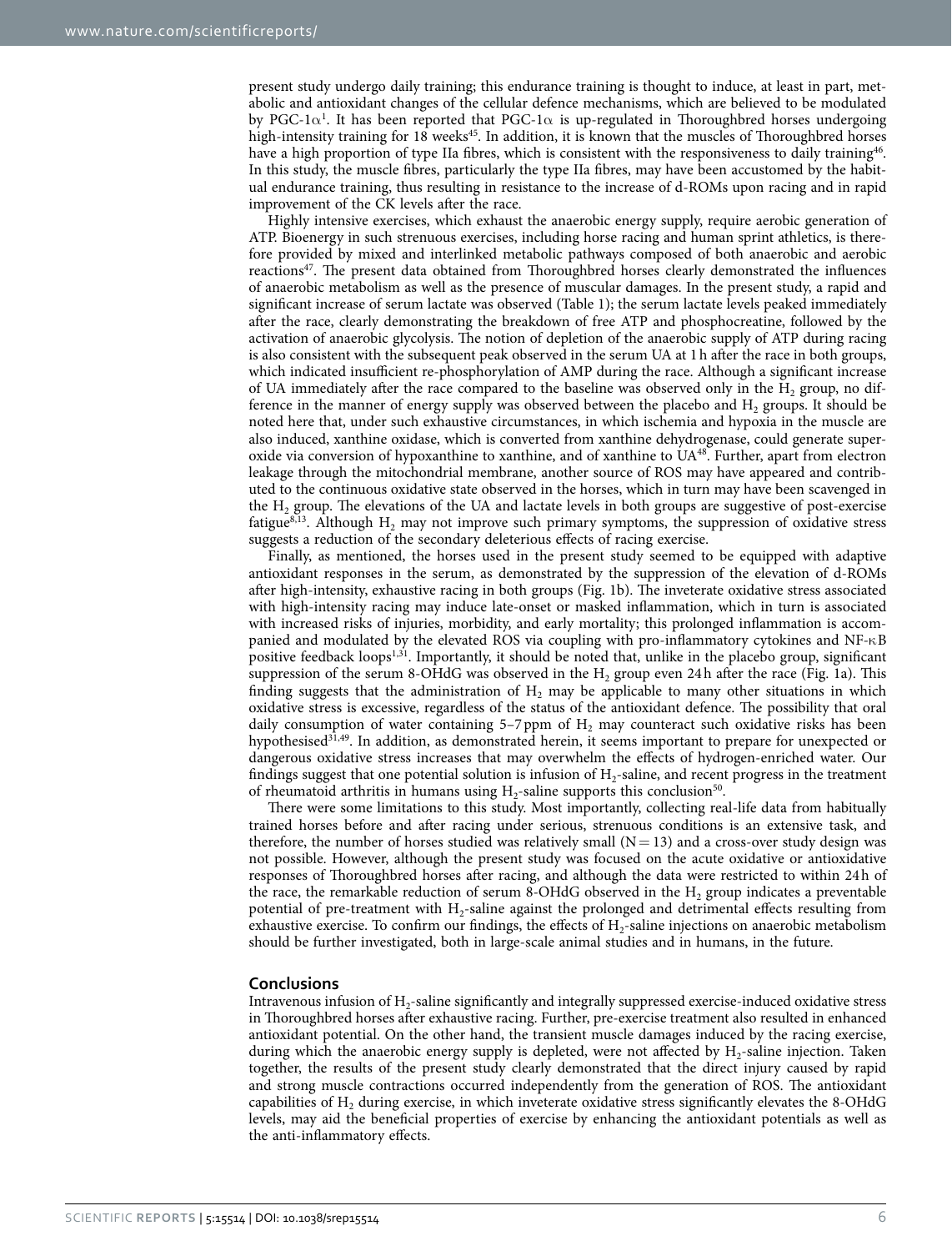present study undergo daily training; this endurance training is thought to induce, at least in part, metabolic and antioxidant changes of the cellular defence mechanisms, which are believed to be modulated by PGC-1α[1]. It has been reported that PGC-1α is up-regulated in Thoroughbred horses undergoing high-intensity training for 18 weeks[45]. In addition, it is known that the muscles of Thoroughbred horses have a high proportion of type IIa fibres, which is consistent with the responsiveness to daily training[46]. In this study, the muscle fibres, particularly the type IIa fibres, may have been accustomed by the habitual endurance training, thus resulting in resistance to the increase of d-ROMs upon racing and in rapid improvement of the CK levels after the race.

Highly intensive exercises, which exhaust the anaerobic energy supply, require aerobic generation of ATP. Bioenergy in such strenuous exercises, including horse racing and human sprint athletics, is therefore provided by mixed and interlinked metabolic pathways composed of both anaerobic and aerobic reactions[47]. The present data obtained from Thoroughbred horses clearly demonstrated the influences of anaerobic metabolism as well as the presence of muscular damages. In the present study, a rapid and significant increase of serum lactate was observed (Table 1); the serum lactate levels peaked immediately after the race, clearly demonstrating the breakdown of free ATP and phosphocreatine, followed by the activation of anaerobic glycolysis. The notion of depletion of the anaerobic supply of ATP during racing is also consistent with the subsequent peak observed in the serum UA at 1 h after the race in both groups, which indicated insufficient re-phosphorylation of AMP during the race. Although a significant increase of UA immediately after the race compared to the baseline was observed only in the $H_2$ group, no difference in the manner of energy supply was observed between the placebo and $H_2$ groups. It should be noted here that, under such exhaustive circumstances, in which ischemia and hypoxia in the muscle are also induced, xanthine oxidase, which is converted from xanthine dehydrogenase, could generate superoxide via conversion of hypoxanthine to xanthine, and of xanthine to UA[48]. Further, apart from electron leakage through the mitochondrial membrane, another source of ROS may have appeared and contributed to the continuous oxidative state observed in the horses, which in turn may have been scavenged in the $H_2$ group. The elevations of the UA and lactate levels in both groups are suggestive of post-exercise fatigue[8,13]. Although $H_2$ may not improve such primary symptoms, the suppression of oxidative stress suggests a reduction of the secondary deleterious effects of racing exercise.

Finally, as mentioned, the horses used in the present study seemed to be equipped with adaptive antioxidant responses in the serum, as demonstrated by the suppression of the elevation of d-ROMs after high-intensity, exhaustive racing in both groups (Fig. 1b). The inveterate oxidative stress associated with high-intensity racing may induce late-onset or masked inflammation, which in turn is associated with increased risks of injuries, morbidity, and early mortality; this prolonged inflammation is accompanied and modulated by the elevated ROS via coupling with pro-inflammatory cytokines and NF-κB positive feedback loops[1,31]. Importantly, it should be noted that, unlike in the placebo group, significant suppression of the serum 8-OHdG was observed in the $H_2$ group even 24 h after the race (Fig. 1a). This finding suggests that the administration of $H_2$ may be applicable to many other situations in which oxidative stress is excessive, regardless of the status of the antioxidant defence. The possibility that oral daily consumption of water containing 5–7 ppm of $H_2$ may counteract such oxidative risks has been hypothesised[31,49]. In addition, as demonstrated herein, it seems important to prepare for unexpected or dangerous oxidative stress increases that may overwhelm the effects of hydrogen-enriched water. Our findings suggest that one potential solution is infusion of $H_2$-saline, and recent progress in the treatment of rheumatoid arthritis in humans using $H_2$-saline supports this conclusion[50].

There were some limitations to this study. Most importantly, collecting real-life data from habitually trained horses before and after racing under serious, strenuous conditions is an extensive task, and therefore, the number of horses studied was relatively small (N = 13) and a cross-over study design was not possible. However, although the present study was focused on the acute oxidative or antioxidative responses of Thoroughbred horses after racing, and although the data were restricted to within 24 h of the race, the remarkable reduction of serum 8-OHdG observed in the $H_2$ group indicates a preventable potential of pre-treatment with $H_2$-saline against the prolonged and detrimental effects resulting from exhaustive exercise. To confirm our findings, the effects of $H_2$-saline injections on anaerobic metabolism should be further investigated, both in large-scale animal studies and in humans, in the future.

## Conclusions

Intravenous infusion of $H_2$-saline significantly and integrally suppressed exercise-induced oxidative stress in Thoroughbred horses after exhaustive racing. Further, pre-exercise treatment also resulted in enhanced antioxidant potential. On the other hand, the transient muscle damages induced by the racing exercise, during which the anaerobic energy supply is depleted, were not affected by $H_2$-saline injection. Taken together, the results of the present study clearly demonstrated that the direct injury caused by rapid and strong muscle contractions occurred independently from the generation of ROS. The antioxidant capabilities of $H_2$ during exercise, in which inveterate oxidative stress significantly elevates the 8-OHdG levels, may aid the beneficial properties of exercise by enhancing the antioxidant potentials as well as the anti-inflammatory effects.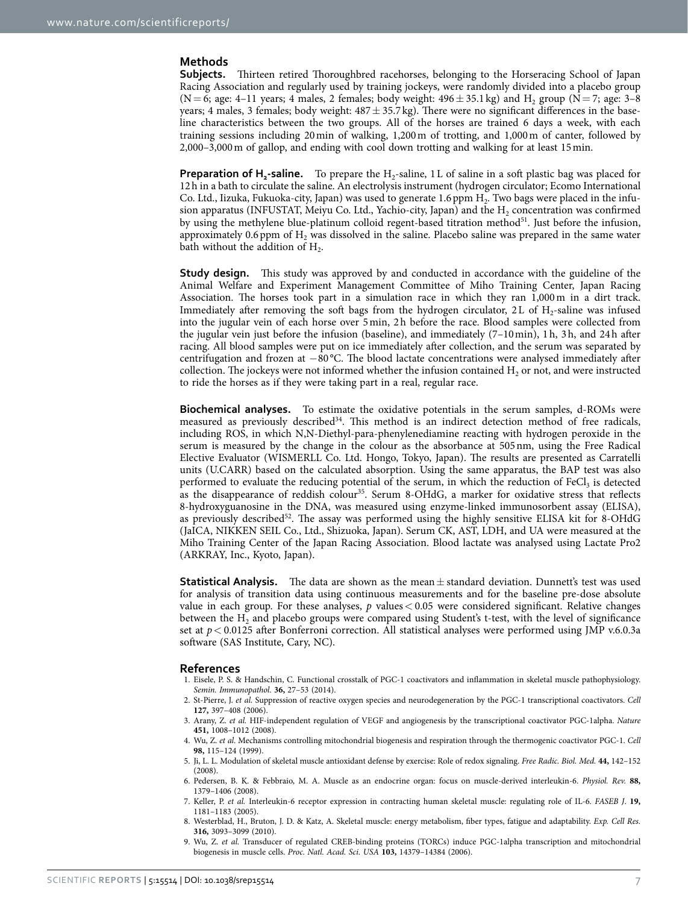## Methods

**Subjects.** Thirteen retired Thoroughbred racehorses, belonging to the Horseracing School of Japan Racing Association and regularly used by training jockeys, were randomly divided into a placebo group (N = 6; age: 4–11 years; 4 males, 2 females; body weight: 496 ± 35.1 kg) and $H_2$ group (N = 7; age: 3–8 years; 4 males, 3 females; body weight: 487 ± 35.7 kg). There were no significant differences in the baseline characteristics between the two groups. All of the horses are trained 6 days a week, with each training sessions including 20 min of walking, 1,200 m of trotting, and 1,000 m of canter, followed by 2,000–3,000 m of gallop, and ending with cool down trotting and walking for at least 15 min.

**Preparation of $H_2$-saline.** To prepare the $H_2$-saline, 1 L of saline in a soft plastic bag was placed for 12 h in a bath to circulate the saline. An electrolysis instrument (hydrogen circulator; Ecomo International Co. Ltd., Iizuka, Fukuoka-city, Japan) was used to generate 1.6 ppm $H_2$. Two bags were placed in the infusion apparatus (INFUSTAT, Meiyu Co. Ltd., Yachio-city, Japan) and the $H_2$ concentration was confirmed by using the methylene blue-platinum colloid regent-based titration method[51]. Just before the infusion, approximately 0.6 ppm of $H_2$ was dissolved in the saline. Placebo saline was prepared in the same water bath without the addition of $H_2$.

**Study design.** This study was approved by and conducted in accordance with the guideline of the Animal Welfare and Experiment Management Committee of Miho Training Center, Japan Racing Association. The horses took part in a simulation race in which they ran 1,000 m in a dirt track. Immediately after removing the soft bags from the hydrogen circulator, 2 L of $H_2$-saline was infused into the jugular vein of each horse over 5 min, 2 h before the race. Blood samples were collected from the jugular vein just before the infusion (baseline), and immediately (7–10 min), 1 h, 3 h, and 24 h after racing. All blood samples were put on ice immediately after collection, and the serum was separated by centrifugation and frozen at −80 °C. The blood lactate concentrations were analysed immediately after collection. The jockeys were not informed whether the infusion contained $H_2$ or not, and were instructed to ride the horses as if they were taking part in a real, regular race.

**Biochemical analyses.** To estimate the oxidative potentials in the serum samples, d-ROMs were measured as previously described[34]. This method is an indirect detection method of free radicals, including ROS, in which N,N-Diethyl-para-phenylenediamine reacting with hydrogen peroxide in the serum is measured by the change in the colour as the absorbance at 505 nm, using the Free Radical Elective Evaluator (WISMERLL Co. Ltd. Hongo, Tokyo, Japan). The results are presented as Carratelli units (U.CARR) based on the calculated absorption. Using the same apparatus, the BAP test was also performed to evaluate the reducing potential of the serum, in which the reduction of $FeCl_3$ is detected as the disappearance of reddish colour[35]. Serum 8-OHdG, a marker for oxidative stress that reflects 8-hydroxyguanosine in the DNA, was measured using enzyme-linked immunosorbent assay (ELISA), as previously described[52]. The assay was performed using the highly sensitive ELISA kit for 8-OHdG (JaICA, NIKKEN SEIL Co., Ltd., Shizuoka, Japan). Serum CK, AST, LDH, and UA were measured at the Miho Training Center of the Japan Racing Association. Blood lactate was analysed using Lactate Pro2 (ARKRAY, Inc., Kyoto, Japan).

**Statistical Analysis.** The data are shown as the mean ± standard deviation. Dunnett's test was used for analysis of transition data using continuous measurements and for the baseline pre-dose absolute value in each group. For these analyses, $p$ values < 0.05 were considered significant. Relative changes between the $H_2$ and placebo groups were compared using Student's t-test, with the level of significance set at $p < 0.0125$ after Bonferroni correction. All statistical analyses were performed using JMP v.6.0.3a software (SAS Institute, Cary, NC).

## References

1. Eisele, P. S. & Handschin, C. Functional crosstalk of PGC-1 coactivators and inflammation in skeletal muscle pathophysiology. *Semin. Immunopathol.* **36,** 27–53 (2014).
2. St-Pierre, J. *et al.* Suppression of reactive oxygen species and neurodegeneration by the PGC-1 transcriptional coactivators. *Cell* **127,** 397–408 (2006).
3. Arany, Z. *et al.* HIF-independent regulation of VEGF and angiogenesis by the transcriptional coactivator PGC-1alpha. *Nature* **451,** 1008–1012 (2008).
4. Wu, Z. *et al.* Mechanisms controlling mitochondrial biogenesis and respiration through the thermogenic coactivator PGC-1. *Cell* **98,** 115–124 (1999).
5. Ji, L. L. Modulation of skeletal muscle antioxidant defense by exercise: Role of redox signaling. *Free Radic. Biol. Med.* **44,** 142–152 (2008).
6. Pedersen, B. K. & Febbraio, M. A. Muscle as an endocrine organ: focus on muscle-derived interleukin-6. *Physiol. Rev.* **88,** 1379–1406 (2008).
7. Keller, P. *et al.* Interleukin-6 receptor expression in contracting human skeletal muscle: regulating role of IL-6. *FASEB J.* **19,** 1181–1183 (2005).
8. Westerblad, H., Bruton, J. D. & Katz, A. Skeletal muscle: energy metabolism, fiber types, fatigue and adaptability. *Exp. Cell Res.* **316,** 3093–3099 (2010).
9. Wu, Z. *et al.* Transducer of regulated CREB-binding proteins (TORCs) induce PGC-1alpha transcription and mitochondrial biogenesis in muscle cells. *Proc. Natl. Acad. Sci. USA* **103,** 14379–14384 (2006).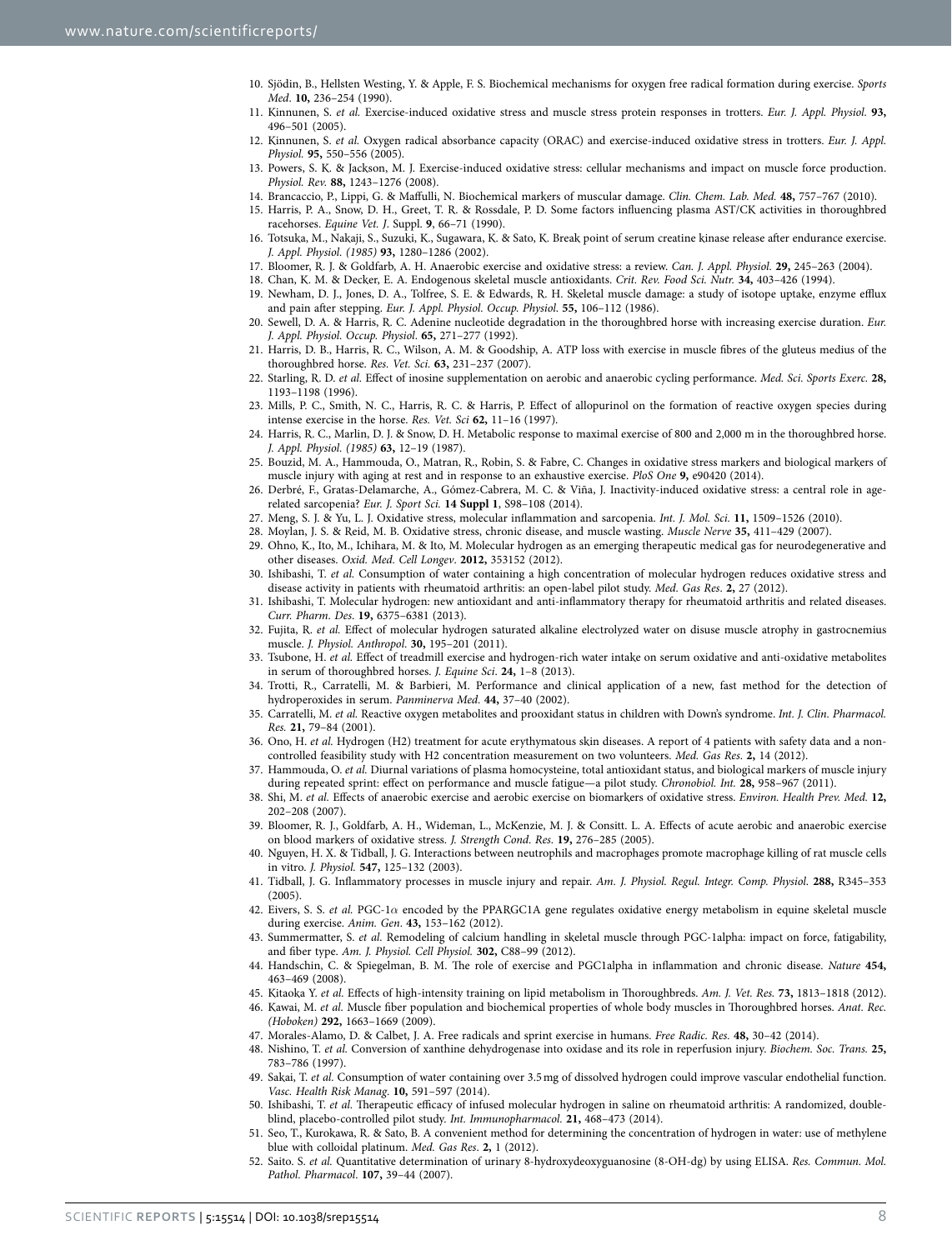10. Sjödin, B., Hellsten Westing, Y. & Apple, F. S. Biochemical mechanisms for oxygen free radical formation during exercise. *Sports Med*. **10,** 236–254 (1990).
11. Kinnunen, S. *et al.* Exercise-induced oxidative stress and muscle stress protein responses in trotters. *Eur. J. Appl. Physiol.* **93,** 496–501 (2005).
12. Kinnunen, S. *et al.* Oxygen radical absorbance capacity (ORAC) and exercise-induced oxidative stress in trotters. *Eur. J. Appl. Physiol.* **95,** 550–556 (2005).
13. Powers, S. K. & Jackson, M. J. Exercise-induced oxidative stress: cellular mechanisms and impact on muscle force production. *Physiol. Rev.* **88,** 1243–1276 (2008).
14. Brancaccio, P., Lippi, G. & Maffulli, N. Biochemical markers of muscular damage. *Clin. Chem. Lab. Med.* **48,** 757–767 (2010).
15. Harris, P. A., Snow, D. H., Greet, T. R. & Rossdale, P. D. Some factors influencing plasma AST/CK activities in thoroughbred racehorses. *Equine Vet. J.* Suppl. **9**, 66–71 (1990).
16. Totsuka, M., Nakaji, S., Suzuki, K., Sugawara, K. & Sato, K. Break point of serum creatine kinase release after endurance exercise. *J. Appl. Physiol. (1985)* **93,** 1280–1286 (2002).
17. Bloomer, R. J. & Goldfarb, A. H. Anaerobic exercise and oxidative stress: a review. *Can. J. Appl. Physiol.* **29,** 245–263 (2004).
18. Chan, K. M. & Decker, E. A. Endogenous skeletal muscle antioxidants. *Crit. Rev. Food Sci. Nutr.* **34,** 403–426 (1994).
19. Newham, D. J., Jones, D. A., Tolfree, S. E. & Edwards, R. H. Skeletal muscle damage: a study of isotope uptake, enzyme efflux and pain after stepping. *Eur. J. Appl. Physiol. Occup. Physiol.* **55,** 106–112 (1986).
20. Sewell, D. A. & Harris, R. C. Adenine nucleotide degradation in the thoroughbred horse with increasing exercise duration. *Eur. J. Appl. Physiol. Occup. Physiol*. **65,** 271–277 (1992).
21. Harris, D. B., Harris, R. C., Wilson, A. M. & Goodship, A. ATP loss with exercise in muscle fibres of the gluteus medius of the thoroughbred horse. *Res. Vet. Sci.* **63,** 231–237 (2007).
22. Starling, R. D. *et al.* Effect of inosine supplementation on aerobic and anaerobic cycling performance. *Med. Sci. Sports Exerc*. **28,** 1193–1198 (1996).
23. Mills, P. C., Smith, N. C., Harris, R. C. & Harris, P. Effect of allopurinol on the formation of reactive oxygen species during intense exercise in the horse. *Res. Vet. Sci* **62,** 11–16 (1997).
24. Harris, R. C., Marlin, D. J. & Snow, D. H. Metabolic response to maximal exercise of 800 and 2,000 m in the thoroughbred horse. *J. Appl. Physiol. (1985)* **63,** 12–19 (1987).
25. Bouzid, M. A., Hammouda, O., Matran, R., Robin, S. & Fabre, C. Changes in oxidative stress markers and biological markers of muscle injury with aging at rest and in response to an exhaustive exercise. *PloS One* **9,** e90420 (2014).
26. Derbré, F., Gratas-Delamarche, A., Gómez-Cabrera, M. C. & Viña, J. Inactivity-induced oxidative stress: a central role in age-related sarcopenia? *Eur. J. Sport Sci.* **14 Suppl 1**, S98–108 (2014).
27. Meng, S. J. & Yu, L. J. Oxidative stress, molecular inflammation and sarcopenia. *Int. J. Mol. Sci.* **11,** 1509–1526 (2010).
28. Moylan, J. S. & Reid, M. B. Oxidative stress, chronic disease, and muscle wasting. *Muscle Nerve* **35,** 411–429 (2007).
29. Ohno, K., Ito, M., Ichihara, M. & Ito, M. Molecular hydrogen as an emerging therapeutic medical gas for neurodegenerative and other diseases. *Oxid. Med. Cell Longev*. **2012,** 353152 (2012).
30. Ishibashi, T. *et al.* Consumption of water containing a high concentration of molecular hydrogen reduces oxidative stress and disease activity in patients with rheumatoid arthritis: an open-label pilot study. *Med. Gas Res*. **2,** 27 (2012).
31. Ishibashi, T. Molecular hydrogen: new antioxidant and anti-inflammatory therapy for rheumatoid arthritis and related diseases. *Curr. Pharm. Des*. **19,** 6375–6381 (2013).
32. Fujita, R. *et al.* Effect of molecular hydrogen saturated alkaline electrolyzed water on disuse muscle atrophy in gastrocnemius muscle. *J. Physiol. Anthropol*. **30,** 195–201 (2011).
33. Tsubone, H. *et al.* Effect of treadmill exercise and hydrogen-rich water intake on serum oxidative and anti-oxidative metabolites in serum of thoroughbred horses. *J. Equine Sci*. **24,** 1–8 (2013).
34. Trotti, R., Carratelli, M. & Barbieri, M. Performance and clinical application of a new, fast method for the detection of hydroperoxides in serum. *Panminerva Med.* **44,** 37–40 (2002).
35. Carratelli, M. *et al.* Reactive oxygen metabolites and prooxidant status in children with Down's syndrome. *Int. J. Clin. Pharmacol. Res.* **21,** 79–84 (2001).
36. Ono, H. *et al.* Hydrogen (H2) treatment for acute erythymatous skin diseases. A report of 4 patients with safety data and a non-controlled feasibility study with H2 concentration measurement on two volunteers. *Med. Gas Res*. **2,** 14 (2012).
37. Hammouda, O. *et al.* Diurnal variations of plasma homocysteine, total antioxidant status, and biological markers of muscle injury during repeated sprint: effect on performance and muscle fatigue—a pilot study. *Chronobiol. Int.* **28,** 958–967 (2011).
38. Shi, M. *et al.* Effects of anaerobic exercise and aerobic exercise on biomarkers of oxidative stress. *Environ. Health Prev. Med.* **12,** 202–208 (2007).
39. Bloomer, R. J., Goldfarb, A. H., Wideman, L., McKenzie, M. J. & Consitt. L. A. Effects of acute aerobic and anaerobic exercise on blood markers of oxidative stress. *J. Strength Cond. Res.* **19,** 276–285 (2005).
40. Nguyen, H. X. & Tidball, J. G. Interactions between neutrophils and macrophages promote macrophage killing of rat muscle cells in vitro. *J. Physiol.* **547,** 125–132 (2003).
41. Tidball, J. G. Inflammatory processes in muscle injury and repair. *Am. J. Physiol. Regul. Integr. Comp. Physiol.* **288,** R345–353 (2005).
42. Eivers, S. S. *et al.* PGC-1$\alpha$ encoded by the PPARGC1A gene regulates oxidative energy metabolism in equine skeletal muscle during exercise. *Anim. Gen*. **43,** 153–162 (2012).
43. Summermatter, S. *et al.* Remodeling of calcium handling in skeletal muscle through PGC-1alpha: impact on force, fatigability, and fiber type. *Am. J. Physiol. Cell Physiol.* **302,** C88–99 (2012).
44. Handschin, C. & Spiegelman, B. M. The role of exercise and PGC1alpha in inflammation and chronic disease. *Nature* **454,** 463–469 (2008).
45. Kitaoka Y. *et al.* Effects of high-intensity training on lipid metabolism in Thoroughbreds. *Am. J. Vet. Res.* **73,** 1813–1818 (2012).
46. Kawai, M. *et al.* Muscle fiber population and biochemical properties of whole body muscles in Thoroughbred horses. *Anat. Rec. (Hoboken)* **292,** 1663–1669 (2009).
47. Morales-Alamo, D. & Calbet, J. A. Free radicals and sprint exercise in humans. *Free Radic. Res.* **48,** 30–42 (2014).
48. Nishino, T. *et al.* Conversion of xanthine dehydrogenase into oxidase and its role in reperfusion injury. *Biochem. Soc. Trans.* **25,** 783–786 (1997).
49. Sakai, T. *et al.* Consumption of water containing over 3.5 mg of dissolved hydrogen could improve vascular endothelial function. *Vasc. Health Risk Manag*. **10,** 591–597 (2014).
50. Ishibashi, T. *et al.* Therapeutic efficacy of infused molecular hydrogen in saline on rheumatoid arthritis: A randomized, double-blind, placebo-controlled pilot study. *Int. Immunopharmacol.* **21,** 468–473 (2014).
51. Seo, T., Kurokawa, R. & Sato, B. A convenient method for determining the concentration of hydrogen in water: use of methylene blue with colloidal platinum. *Med. Gas Res*. **2,** 1 (2012).
52. Saito. S. *et al.* Quantitative determination of urinary 8-hydroxydeoxyguanosine (8-OH-dg) by using ELISA. *Res. Commun. Mol. Pathol. Pharmacol*. **107,** 39–44 (2007).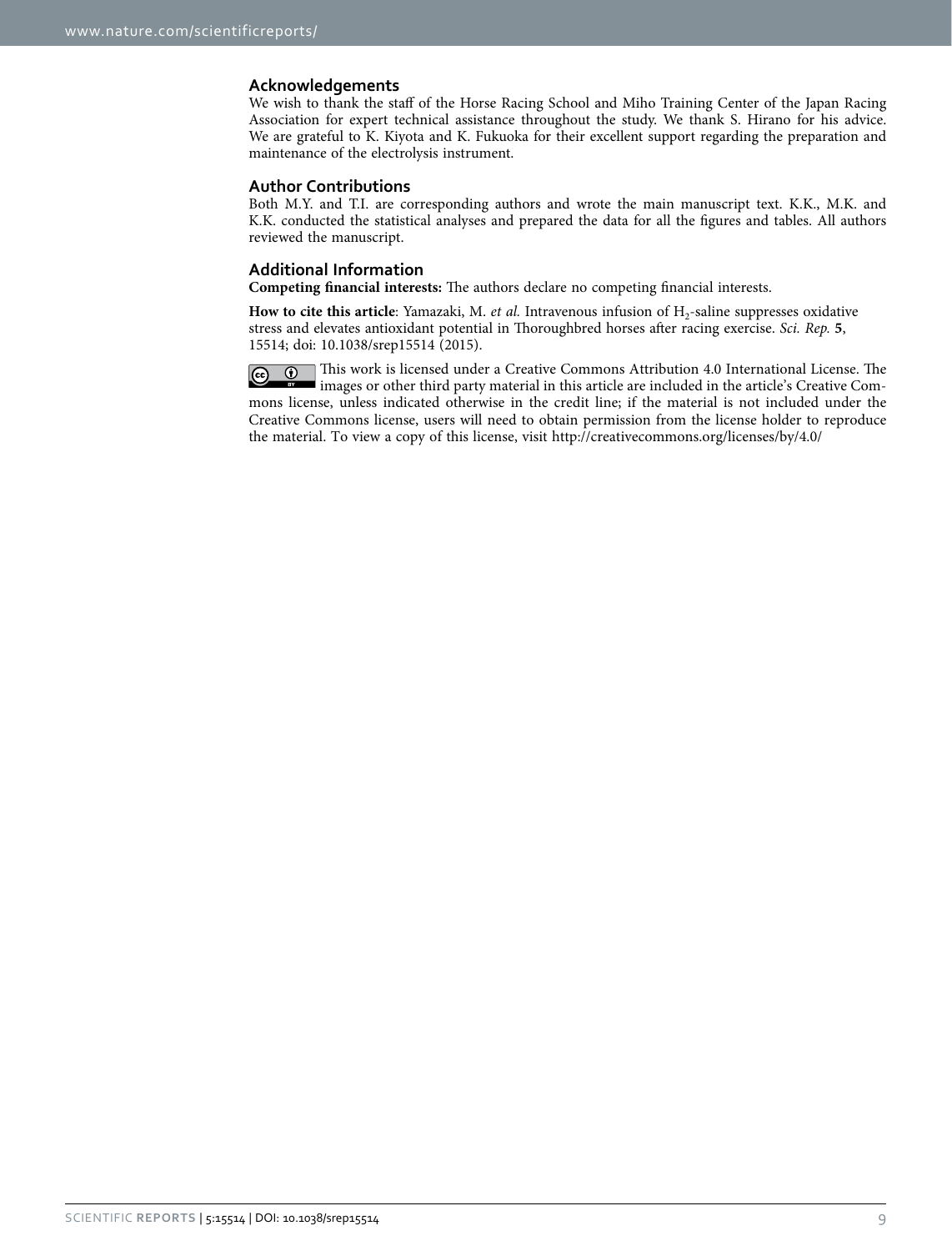### Acknowledgements

We wish to thank the staff of the Horse Racing School and Miho Training Center of the Japan Racing Association for expert technical assistance throughout the study. We thank S. Hirano for his advice. We are grateful to K. Kiyota and K. Fukuoka for their excellent support regarding the preparation and maintenance of the electrolysis instrument.

### Author Contributions

Both M.Y. and T.I. are corresponding authors and wrote the main manuscript text. K.K., M.K. and K.K. conducted the statistical analyses and prepared the data for all the figures and tables. All authors reviewed the manuscript.

### Additional Information

**Competing financial interests:** The authors declare no competing financial interests.

**How to cite this article**: Yamazaki, M. *et al.* Intravenous infusion of $H_2$-saline suppresses oxidative stress and elevates antioxidant potential in Thoroughbred horses after racing exercise. *Sci. Rep.* **5**, 15514; doi: 10.1038/srep15514 (2015).

This work is licensed under a Creative Commons Attribution 4.0 International License. The images or other third party material in this article are included in the article's Creative Commons license, unless indicated otherwise in the credit line; if the material is not included under the Creative Commons license, users will need to obtain permission from the license holder to reproduce the material. To view a copy of this license, visit http://creativecommons.org/licenses/by/4.0/